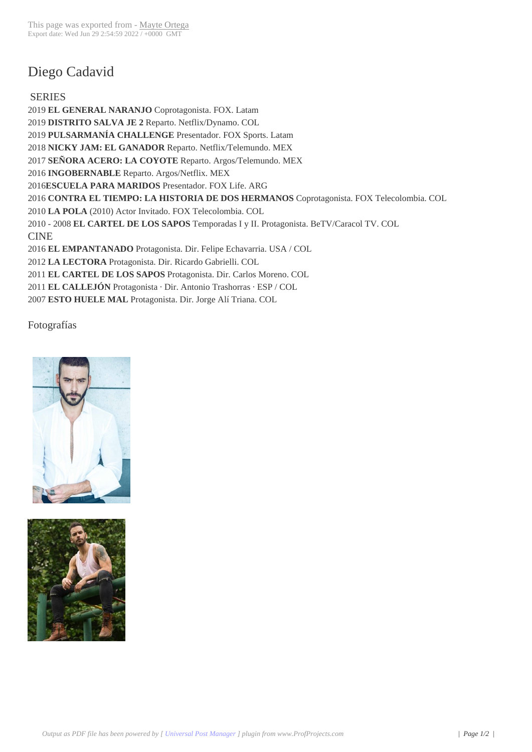# Diego Cadavid

## SERIES

2019 **EL GENERAL NARANJO** Coprotagonista. FOX. Latam
2019 **DISTRITO SALVA JE 2** Reparto. Netflix/Dynamo. COL
2019 **PULSARMANÍA CHALLENGE** Presentador. FOX Sports. Latam
2018 **NICKY JAM: EL GANADOR** Reparto. Netflix/Telemundo. MEX
2017 **SEÑORA ACERO: LA COYOTE** Reparto. Argos/Telemundo. MEX
2016 **INGOBERNABLE** Reparto. Argos/Netflix. MEX
2016**ESCUELA PARA MARIDOS** Presentador. FOX Life. ARG
2016 **CONTRA EL TIEMPO: LA HISTORIA DE DOS HERMANOS** Coprotagonista. FOX Telecolombia. COL
2010 **LA POLA** (2010) Actor Invitado. FOX Telecolombia. COL
2010 - 2008 **EL CARTEL DE LOS SAPOS** Temporadas I y II. Protagonista. BeTV/Caracol TV. COL

## CINE

2016 **EL EMPANTANADO** Protagonista. Dir. Felipe Echavarria. USA / COL
2012 **LA LECTORA** Protagonista. Dir. Ricardo Gabrielli. COL
2011 **EL CARTEL DE LOS SAPOS** Protagonista. Dir. Carlos Moreno. COL
2011 **EL CALLEJÓN** Protagonista · Dir. Antonio Trashorras · ESP / COL
2007 **ESTO HUELE MAL** Protagonista. Dir. Jorge Alí Triana. COL

## Fotografías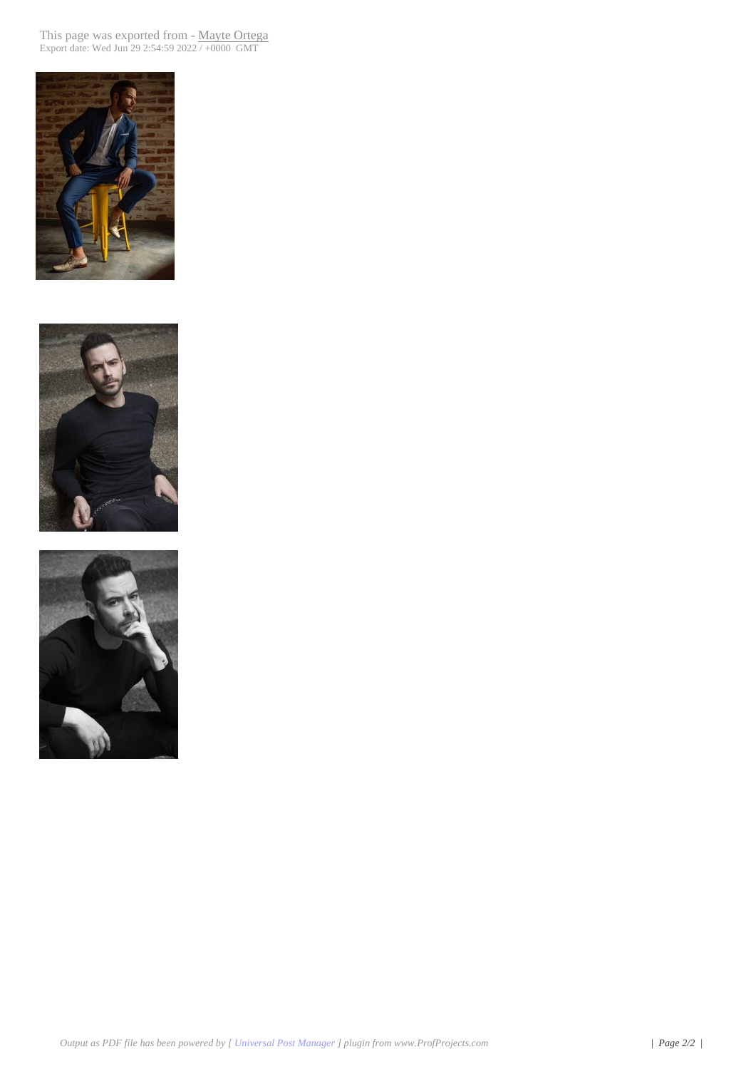This page was exported from - Mayte Ortega
Export date: Wed Jun 29 2:54:59 2022 / +0000 GMT

*Output as PDF file has been powered by [ Universal Post Manager ] plugin from www.ProfProjects.com*